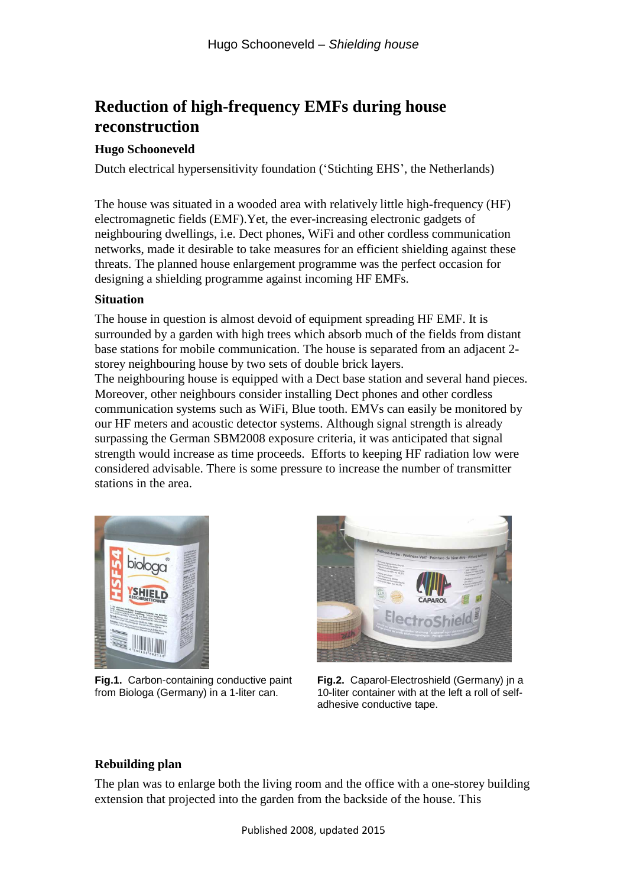# Reduction of high-frequency EMFs during house reconstruction

**Hugo Schooneveld**

Dutch electrical hypersensitivity foundation ('Stichting EHS', the Netherlands)

The house was situated in a wooded area with relatively little high-frequency (HF) electromagnetic fields (EMF).Yet, the ever-increasing electronic gadgets of neighbouring dwellings, i.e. Dect phones, WiFi and other cordless communication networks, made it desirable to take measures for an efficient shielding against these threats. The planned house enlargement programme was the perfect occasion for designing a shielding programme against incoming HF EMFs.

## Situation

The house in question is almost devoid of equipment spreading HF EMF. It is surrounded by a garden with high trees which absorb much of the fields from distant base stations for mobile communication. The house is separated from an adjacent 2-storey neighbouring house by two sets of double brick layers.

The neighbouring house is equipped with a Dect base station and several hand pieces. Moreover, other neighbours consider installing Dect phones and other cordless communication systems such as WiFi, Blue tooth. EMVs can easily be monitored by our HF meters and acoustic detector systems. Although signal strength is already surpassing the German SBM2008 exposure criteria, it was anticipated that signal strength would increase as time proceeds. Efforts to keeping HF radiation low were considered advisable. There is some pressure to increase the number of transmitter stations in the area.

**Fig.1.** Carbon-containing conductive paint from Biologa (Germany) in a 1-liter can.

**Fig.2.** Caparol-Electroshield (Germany) jn a 10-liter container with at the left a roll of self-adhesive conductive tape.

## Rebuilding plan

The plan was to enlarge both the living room and the office with a one-storey building extension that projected into the garden from the backside of the house. This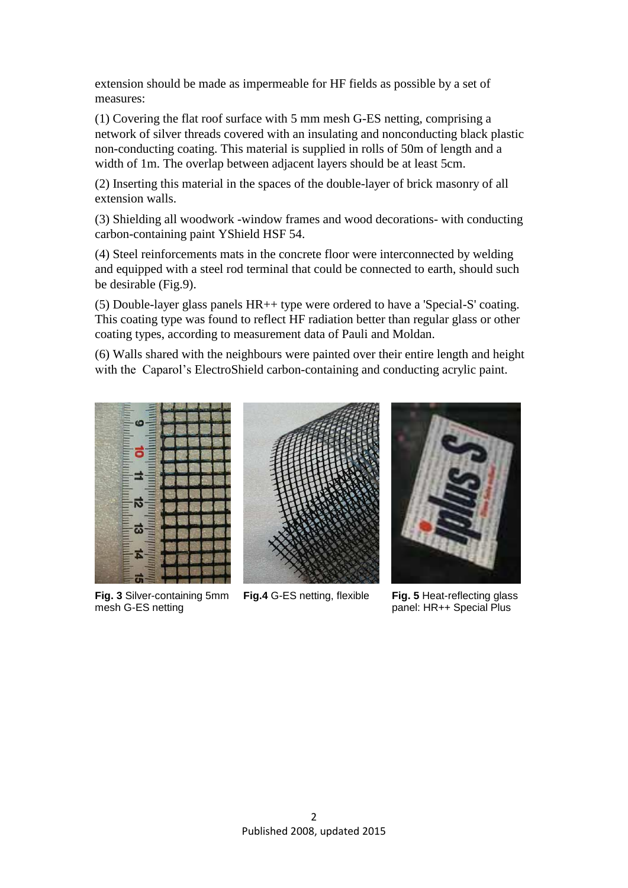extension should be made as impermeable for HF fields as possible by a set of measures:

(1) Covering the flat roof surface with 5 mm mesh G-ES netting, comprising a network of silver threads covered with an insulating and nonconducting black plastic non-conducting coating. This material is supplied in rolls of 50m of length and a width of 1m. The overlap between adjacent layers should be at least 5cm.

(2) Inserting this material in the spaces of the double-layer of brick masonry of all extension walls.

(3) Shielding all woodwork -window frames and wood decorations- with conducting carbon-containing paint YShield HSF 54.

(4) Steel reinforcements mats in the concrete floor were interconnected by welding and equipped with a steel rod terminal that could be connected to earth, should such be desirable (Fig.9).

(5) Double-layer glass panels HR++ type were ordered to have a 'Special-S' coating. This coating type was found to reflect HF radiation better than regular glass or other coating types, according to measurement data of Pauli and Moldan.

(6) Walls shared with the neighbours were painted over their entire length and height with the Caparol's ElectroShield carbon-containing and conducting acrylic paint.

**Fig. 3** Silver-containing 5mm mesh G-ES netting

**Fig.4** G-ES netting, flexible

**Fig. 5** Heat-reflecting glass panel: HR++ Special Plus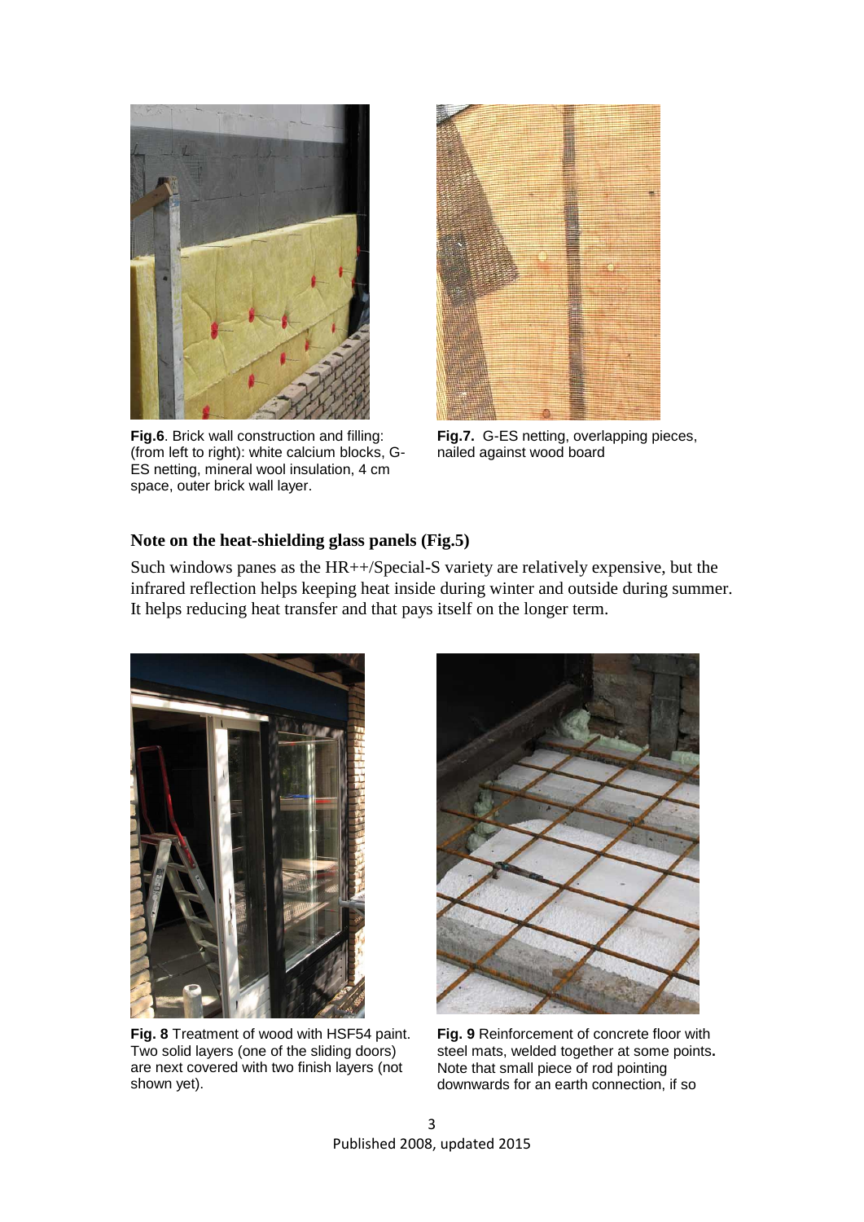**Fig.6**. Brick wall construction and filling: (from left to right): white calcium blocks, G-ES netting, mineral wool insulation, 4 cm space, outer brick wall layer.

**Fig.7.** G-ES netting, overlapping pieces, nailed against wood board

### Note on the heat-shielding glass panels (Fig.5)

Such windows panes as the HR++/Special-S variety are relatively expensive, but the infrared reflection helps keeping heat inside during winter and outside during summer. It helps reducing heat transfer and that pays itself on the longer term.

**Fig. 8** Treatment of wood with HSF54 paint. Two solid layers (one of the sliding doors) are next covered with two finish layers (not shown yet).

**Fig. 9** Reinforcement of concrete floor with steel mats, welded together at some points**.** Note that small piece of rod pointing downwards for an earth connection, if so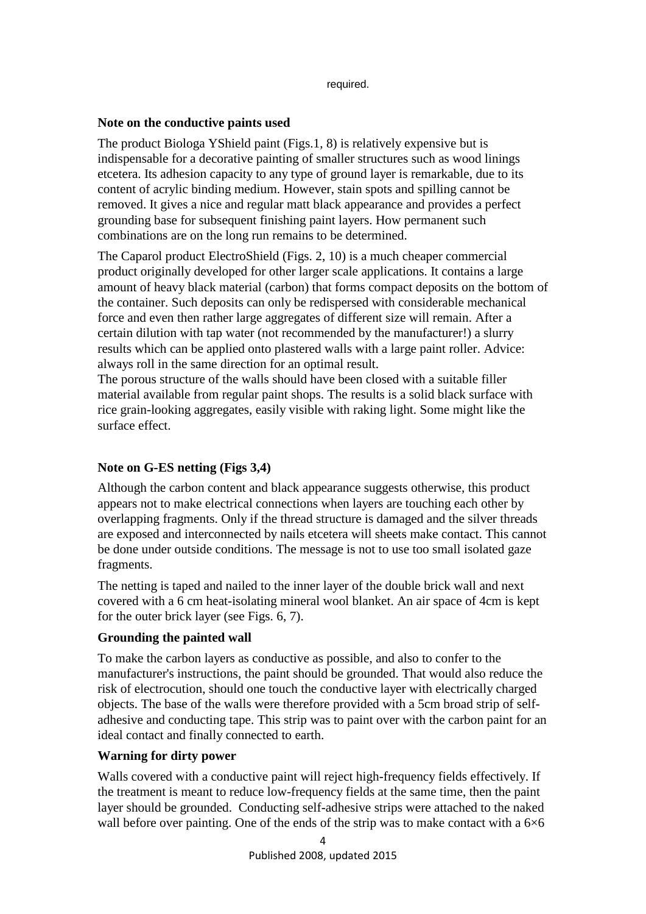required.

**Note on the conductive paints used**

The product Biologa YShield paint (Figs.1, 8) is relatively expensive but is indispensable for a decorative painting of smaller structures such as wood linings etcetera. Its adhesion capacity to any type of ground layer is remarkable, due to its content of acrylic binding medium. However, stain spots and spilling cannot be removed. It gives a nice and regular matt black appearance and provides a perfect grounding base for subsequent finishing paint layers. How permanent such combinations are on the long run remains to be determined.

The Caparol product ElectroShield (Figs. 2, 10) is a much cheaper commercial product originally developed for other larger scale applications. It contains a large amount of heavy black material (carbon) that forms compact deposits on the bottom of the container. Such deposits can only be redispersed with considerable mechanical force and even then rather large aggregates of different size will remain. After a certain dilution with tap water (not recommended by the manufacturer!) a slurry results which can be applied onto plastered walls with a large paint roller. Advice: always roll in the same direction for an optimal result.
The porous structure of the walls should have been closed with a suitable filler material available from regular paint shops. The results is a solid black surface with rice grain-looking aggregates, easily visible with raking light. Some might like the surface effect.

**Note on G-ES netting (Figs 3,4)**

Although the carbon content and black appearance suggests otherwise, this product appears not to make electrical connections when layers are touching each other by overlapping fragments. Only if the thread structure is damaged and the silver threads are exposed and interconnected by nails etcetera will sheets make contact. This cannot be done under outside conditions. The message is not to use too small isolated gaze fragments.

The netting is taped and nailed to the inner layer of the double brick wall and next covered with a 6 cm heat-isolating mineral wool blanket. An air space of 4cm is kept for the outer brick layer (see Figs. 6, 7).

**Grounding the painted wall**

To make the carbon layers as conductive as possible, and also to confer to the manufacturer's instructions, the paint should be grounded. That would also reduce the risk of electrocution, should one touch the conductive layer with electrically charged objects. The base of the walls were therefore provided with a 5cm broad strip of self-adhesive and conducting tape. This strip was to paint over with the carbon paint for an ideal contact and finally connected to earth.

**Warning for dirty power**

Walls covered with a conductive paint will reject high-frequency fields effectively. If the treatment is meant to reduce low-frequency fields at the same time, then the paint layer should be grounded. Conducting self-adhesive strips were attached to the naked wall before over painting. One of the ends of the strip was to make contact with a 6×6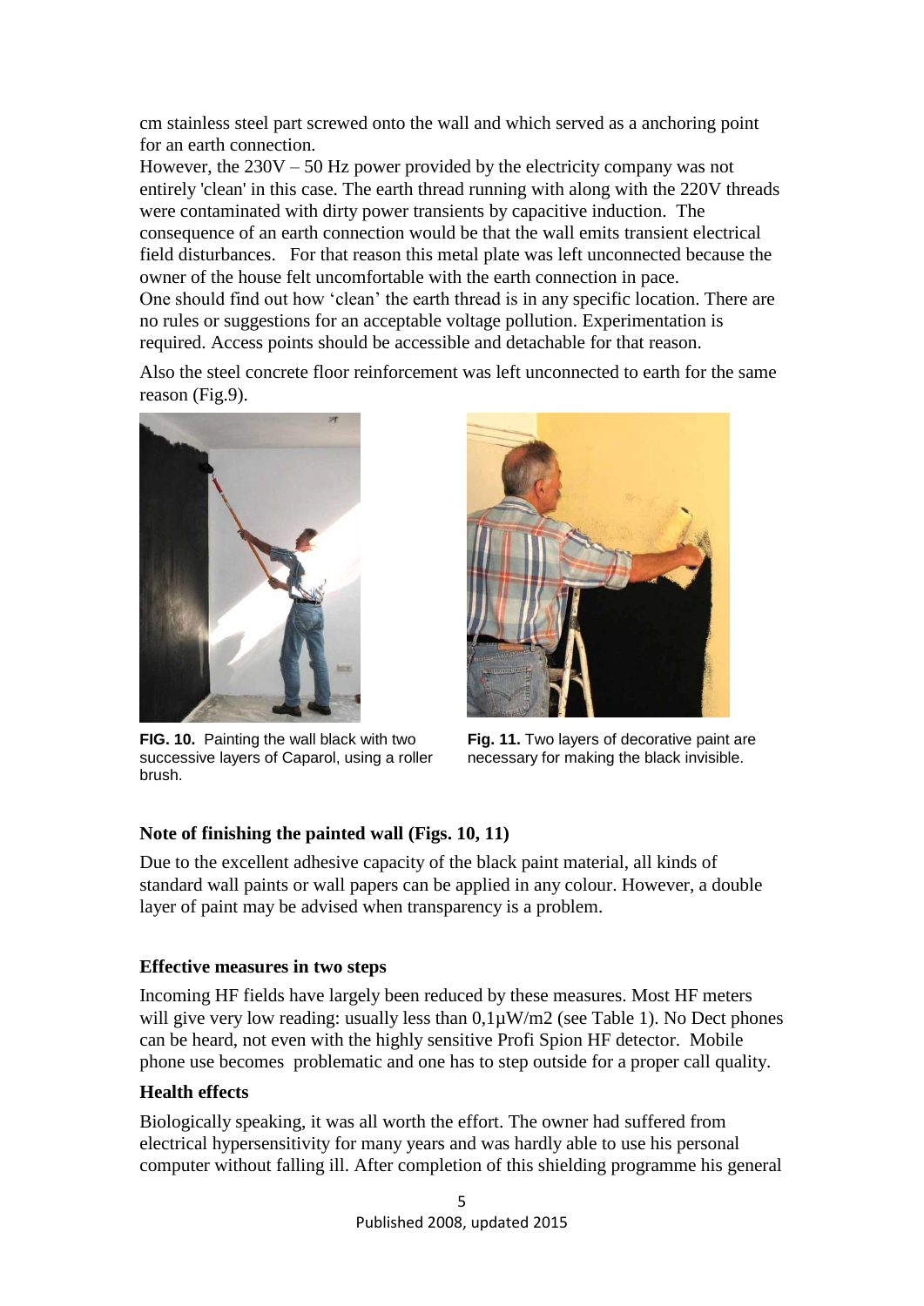cm stainless steel part screwed onto the wall and which served as a anchoring point for an earth connection.
However, the 230V – 50 Hz power provided by the electricity company was not entirely 'clean' in this case. The earth thread running with along with the 220V threads were contaminated with dirty power transients by capacitive induction. The consequence of an earth connection would be that the wall emits transient electrical field disturbances. For that reason this metal plate was left unconnected because the owner of the house felt uncomfortable with the earth connection in pace.
One should find out how 'clean' the earth thread is in any specific location. There are no rules or suggestions for an acceptable voltage pollution. Experimentation is required. Access points should be accessible and detachable for that reason.

Also the steel concrete floor reinforcement was left unconnected to earth for the same reason (Fig.9).

**FIG. 10.** Painting the wall black with two successive layers of Caparol, using a roller brush.

**Fig. 11.** Two layers of decorative paint are necessary for making the black invisible.

**Note of finishing the painted wall (Figs. 10, 11)**

Due to the excellent adhesive capacity of the black paint material, all kinds of standard wall paints or wall papers can be applied in any colour. However, a double layer of paint may be advised when transparency is a problem.

**Effective measures in two steps**

Incoming HF fields have largely been reduced by these measures. Most HF meters will give very low reading: usually less than 0,1μW/m2 (see Table 1). No Dect phones can be heard, not even with the highly sensitive Profi Spion HF detector. Mobile phone use becomes problematic and one has to step outside for a proper call quality.

**Health effects**

Biologically speaking, it was all worth the effort. The owner had suffered from electrical hypersensitivity for many years and was hardly able to use his personal computer without falling ill. After completion of this shielding programme his general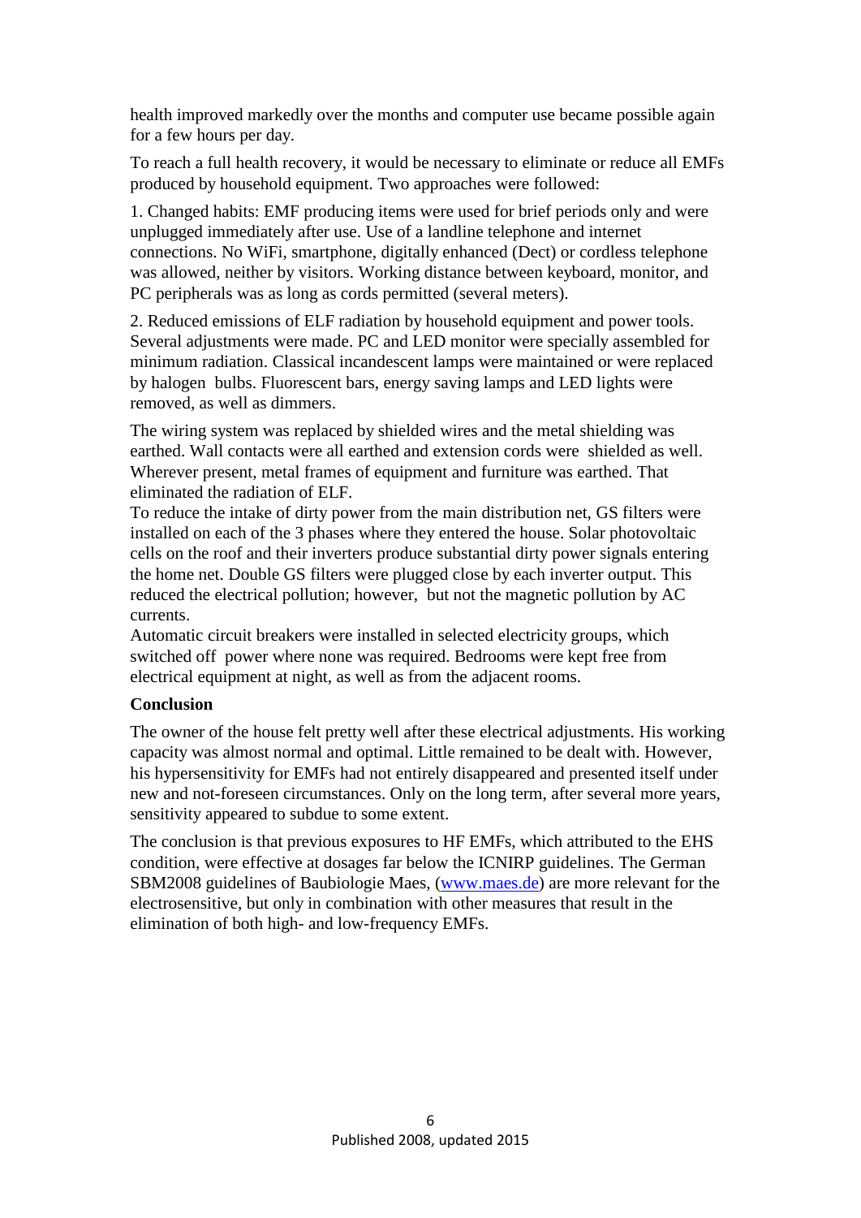health improved markedly over the months and computer use became possible again for a few hours per day.

To reach a full health recovery, it would be necessary to eliminate or reduce all EMFs produced by household equipment. Two approaches were followed:

1. Changed habits: EMF producing items were used for brief periods only and were unplugged immediately after use. Use of a landline telephone and internet connections. No WiFi, smartphone, digitally enhanced (Dect) or cordless telephone was allowed, neither by visitors. Working distance between keyboard, monitor, and PC peripherals was as long as cords permitted (several meters).

2. Reduced emissions of ELF radiation by household equipment and power tools. Several adjustments were made. PC and LED monitor were specially assembled for minimum radiation. Classical incandescent lamps were maintained or were replaced by halogen bulbs. Fluorescent bars, energy saving lamps and LED lights were removed, as well as dimmers.

The wiring system was replaced by shielded wires and the metal shielding was earthed. Wall contacts were all earthed and extension cords were shielded as well. Wherever present, metal frames of equipment and furniture was earthed. That eliminated the radiation of ELF.
To reduce the intake of dirty power from the main distribution net, GS filters were installed on each of the 3 phases where they entered the house. Solar photovoltaic cells on the roof and their inverters produce substantial dirty power signals entering the home net. Double GS filters were plugged close by each inverter output. This reduced the electrical pollution; however, but not the magnetic pollution by AC currents.
Automatic circuit breakers were installed in selected electricity groups, which switched off power where none was required. Bedrooms were kept free from electrical equipment at night, as well as from the adjacent rooms.

**Conclusion**

The owner of the house felt pretty well after these electrical adjustments. His working capacity was almost normal and optimal. Little remained to be dealt with. However, his hypersensitivity for EMFs had not entirely disappeared and presented itself under new and not-foreseen circumstances. Only on the long term, after several more years, sensitivity appeared to subdue to some extent.

The conclusion is that previous exposures to HF EMFs, which attributed to the EHS condition, were effective at dosages far below the ICNIRP guidelines. The German SBM2008 guidelines of Baubiologie Maes, (www.maes.de) are more relevant for the electrosensitive, but only in combination with other measures that result in the elimination of both high- and low-frequency EMFs.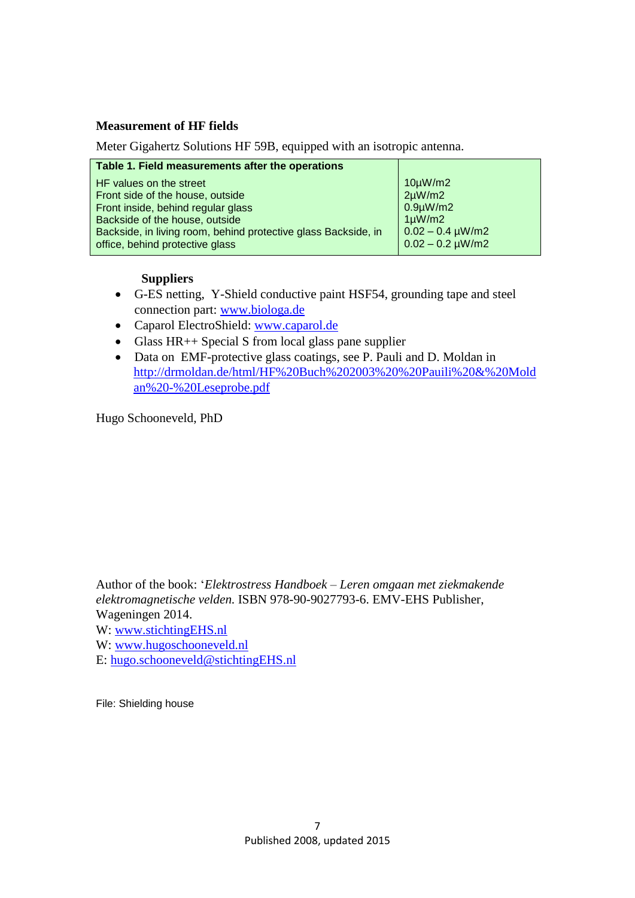**Measurement of HF fields**

Meter Gigahertz Solutions HF 59B, equipped with an isotropic antenna.

| Table 1. Field measurements after the operations | |
|---|---|
| HF values on the street | 10µW/m2 |
| Front side of the house, outside | 2µW/m2 |
| Front inside, behind regular glass | 0.9µW/m2 |
| Backside of the house, outside | 1µW/m2 |
| Backside, in living room, behind protective glass | 0.02 – 0.4 µW/m2 |
| Backside, in office, behind protective glass | 0.02 – 0.2 µW/m2 |

**Suppliers**

- G-ES netting, Y-Shield conductive paint HSF54, grounding tape and steel connection part: www.biologa.de
- Caparol ElectroShield: www.caparol.de
- Glass HR++ Special S from local glass pane supplier
- Data on EMF-protective glass coatings, see P. Pauli and D. Moldan in http://drmoldan.de/html/HF%20Buch%202003%20%20Pauili%20&%20Moldan%20-%20Leseprobe.pdf

Hugo Schooneveld, PhD

Author of the book: '*Elektrostress Handboek – Leren omgaan met ziekmakende elektromagnetische velden.* ISBN 978-90-9027793-6. EMV-EHS Publisher, Wageningen 2014.
W: www.stichtingEHS.nl
W: www.hugoschooneveld.nl
E: hugo.schooneveld@stichtingEHS.nl

File: Shielding house

Published 2008, updated 2015